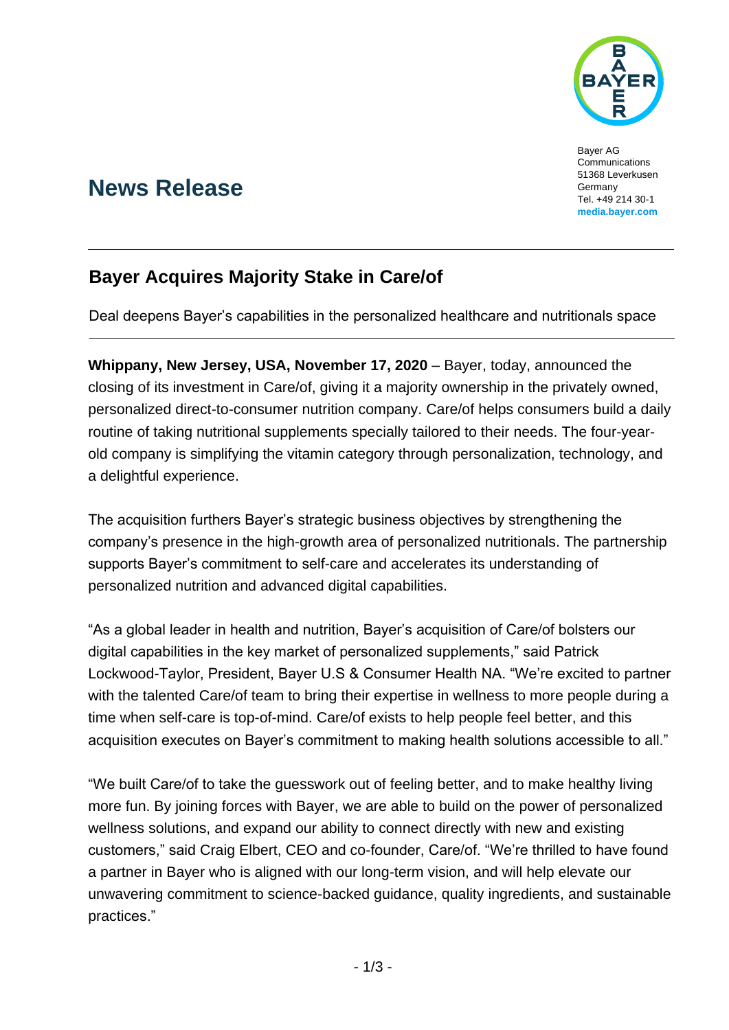Bayer AG
Communications
51368 Leverkusen
Germany
Tel. +49 214 30-1
**media.bayer.com**

# News Release

## Bayer Acquires Majority Stake in Care/of

Deal deepens Bayer's capabilities in the personalized healthcare and nutritionals space

**Whippany, New Jersey, USA, November 17, 2020** – Bayer, today, announced the closing of its investment in Care/of, giving it a majority ownership in the privately owned, personalized direct-to-consumer nutrition company. Care/of helps consumers build a daily routine of taking nutritional supplements specially tailored to their needs. The four-year-old company is simplifying the vitamin category through personalization, technology, and a delightful experience.

The acquisition furthers Bayer's strategic business objectives by strengthening the company's presence in the high-growth area of personalized nutritionals. The partnership supports Bayer's commitment to self-care and accelerates its understanding of personalized nutrition and advanced digital capabilities.

"As a global leader in health and nutrition, Bayer's acquisition of Care/of bolsters our digital capabilities in the key market of personalized supplements," said Patrick Lockwood-Taylor, President, Bayer U.S & Consumer Health NA. "We're excited to partner with the talented Care/of team to bring their expertise in wellness to more people during a time when self-care is top-of-mind. Care/of exists to help people feel better, and this acquisition executes on Bayer's commitment to making health solutions accessible to all."

"We built Care/of to take the guesswork out of feeling better, and to make healthy living more fun. By joining forces with Bayer, we are able to build on the power of personalized wellness solutions, and expand our ability to connect directly with new and existing customers," said Craig Elbert, CEO and co-founder, Care/of. "We're thrilled to have found a partner in Bayer who is aligned with our long-term vision, and will help elevate our unwavering commitment to science-backed guidance, quality ingredients, and sustainable practices."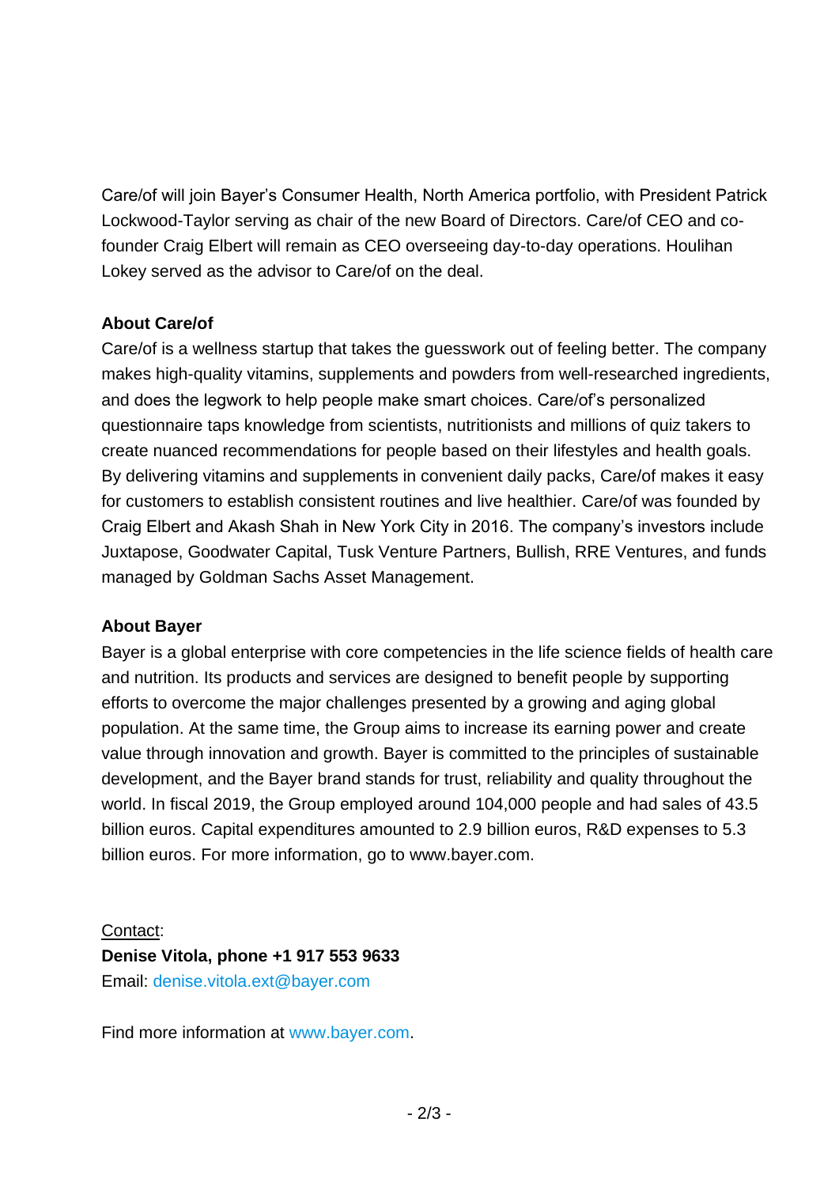Care/of will join Bayer's Consumer Health, North America portfolio, with President Patrick Lockwood-Taylor serving as chair of the new Board of Directors. Care/of CEO and co-founder Craig Elbert will remain as CEO overseeing day-to-day operations. Houlihan Lokey served as the advisor to Care/of on the deal.

**About Care/of**

Care/of is a wellness startup that takes the guesswork out of feeling better. The company makes high-quality vitamins, supplements and powders from well-researched ingredients, and does the legwork to help people make smart choices. Care/of's personalized questionnaire taps knowledge from scientists, nutritionists and millions of quiz takers to create nuanced recommendations for people based on their lifestyles and health goals. By delivering vitamins and supplements in convenient daily packs, Care/of makes it easy for customers to establish consistent routines and live healthier. Care/of was founded by Craig Elbert and Akash Shah in New York City in 2016. The company's investors include Juxtapose, Goodwater Capital, Tusk Venture Partners, Bullish, RRE Ventures, and funds managed by Goldman Sachs Asset Management.

**About Bayer**

Bayer is a global enterprise with core competencies in the life science fields of health care and nutrition. Its products and services are designed to benefit people by supporting efforts to overcome the major challenges presented by a growing and aging global population. At the same time, the Group aims to increase its earning power and create value through innovation and growth. Bayer is committed to the principles of sustainable development, and the Bayer brand stands for trust, reliability and quality throughout the world. In fiscal 2019, the Group employed around 104,000 people and had sales of 43.5 billion euros. Capital expenditures amounted to 2.9 billion euros, R&D expenses to 5.3 billion euros. For more information, go to www.bayer.com.

Contact:

**Denise Vitola, phone +1 917 553 9633**

Email: denise.vitola.ext@bayer.com

Find more information at www.bayer.com.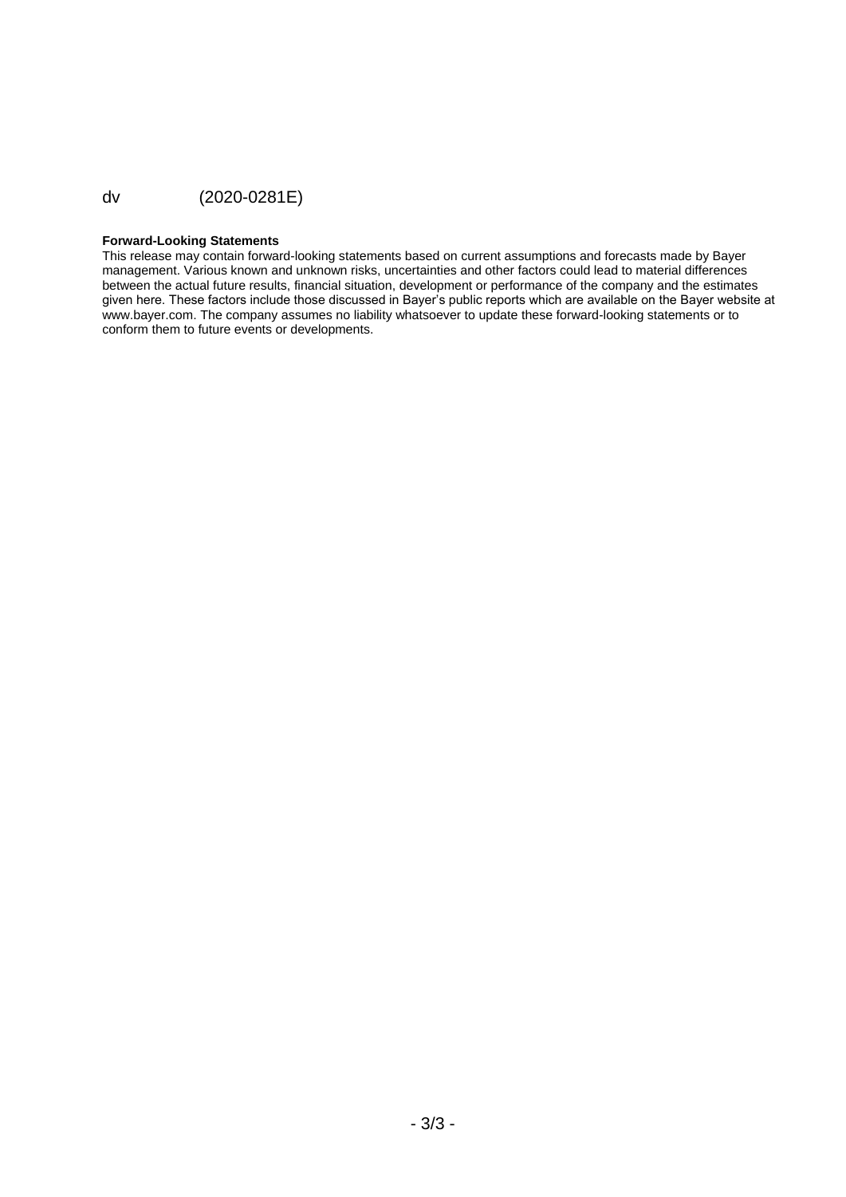dv (2020-0281E)

**Forward-Looking Statements**

This release may contain forward-looking statements based on current assumptions and forecasts made by Bayer management. Various known and unknown risks, uncertainties and other factors could lead to material differences between the actual future results, financial situation, development or performance of the company and the estimates given here. These factors include those discussed in Bayer's public reports which are available on the Bayer website at www.bayer.com. The company assumes no liability whatsoever to update these forward-looking statements or to conform them to future events or developments.